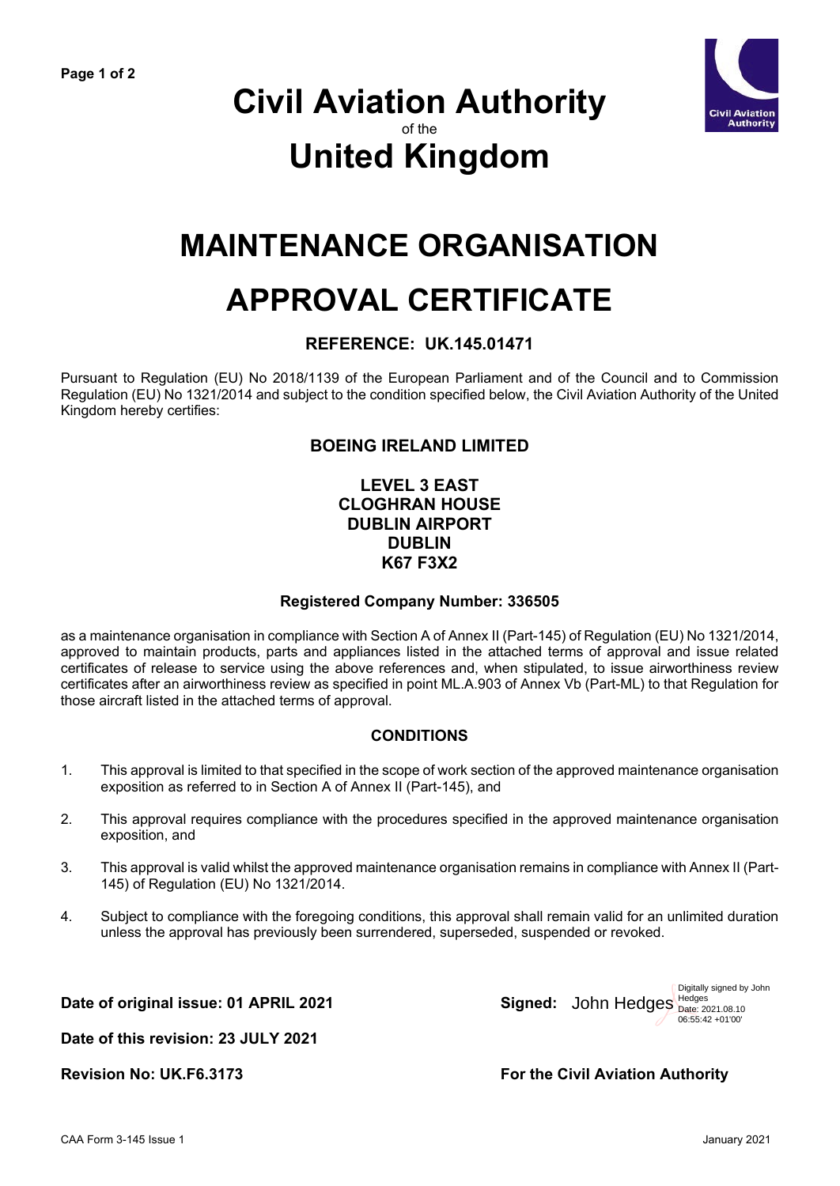# Civil Aviation Authority

of the

# United Kingdom

# MAINTENANCE ORGANISATION

# APPROVAL CERTIFICATE

### REFERENCE: UK.145.01471

Pursuant to Regulation (EU) No 2018/1139 of the European Parliament and of the Council and to Commission Regulation (EU) No 1321/2014 and subject to the condition specified below, the Civil Aviation Authority of the United Kingdom hereby certifies:

**BOEING IRELAND LIMITED**

**LEVEL 3 EAST**
**CLOGHRAN HOUSE**
**DUBLIN AIRPORT**
**DUBLIN**
**K67 F3X2**

**Registered Company Number: 336505**

as a maintenance organisation in compliance with Section A of Annex II (Part-145) of Regulation (EU) No 1321/2014, approved to maintain products, parts and appliances listed in the attached terms of approval and issue related certificates of release to service using the above references and, when stipulated, to issue airworthiness review certificates after an airworthiness review as specified in point ML.A.903 of Annex Vb (Part-ML) to that Regulation for those aircraft listed in the attached terms of approval.

### CONDITIONS

1. This approval is limited to that specified in the scope of work section of the approved maintenance organisation exposition as referred to in Section A of Annex II (Part-145), and

2. This approval requires compliance with the procedures specified in the approved maintenance organisation exposition, and

3. This approval is valid whilst the approved maintenance organisation remains in compliance with Annex II (Part-145) of Regulation (EU) No 1321/2014.

4. Subject to compliance with the foregoing conditions, this approval shall remain valid for an unlimited duration unless the approval has previously been surrendered, superseded, suspended or revoked.

**Date of original issue: 01 APRIL 2021**

**Date of this revision: 23 JULY 2021**

**Revision No: UK.F6.3173**

**Signed:** John Hedges (Digitally signed by John Hedges Date: 2021.08.10 06:55:42 +01'00')

**For the Civil Aviation Authority**

CAA Form 3-145 Issue 1 January 2021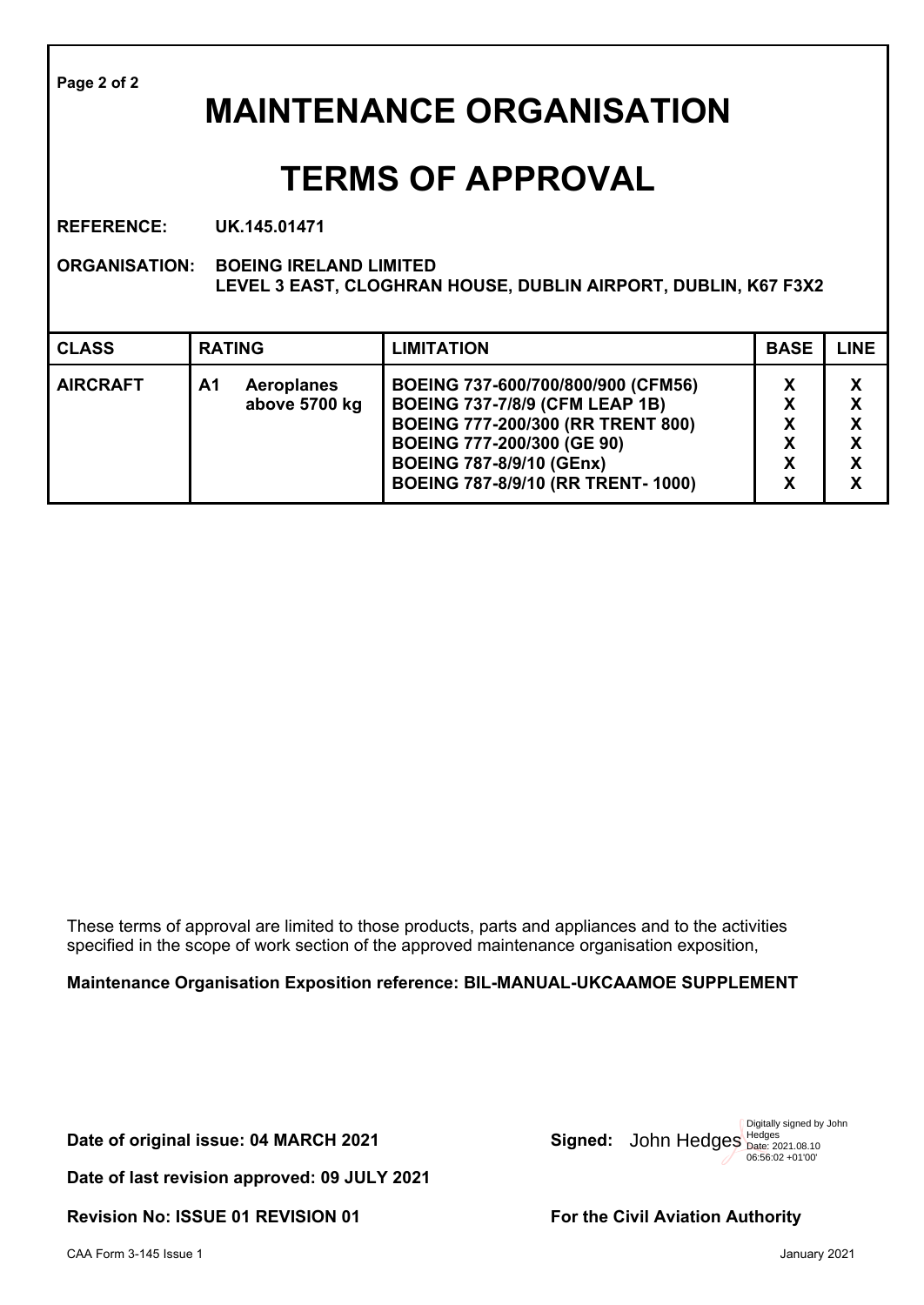# MAINTENANCE ORGANISATION

# TERMS OF APPROVAL

**REFERENCE:** **UK.145.01471**

**ORGANISATION:** **BOEING IRELAND LIMITED**
**LEVEL 3 EAST, CLOGHRAN HOUSE, DUBLIN AIRPORT, DUBLIN, K67 F3X2**

| CLASS | RATING | LIMITATION | BASE | LINE |
|---|---|---|---|---|
| AIRCRAFT | A1 Aeroplanes above 5700 kg | BOEING 737-600/700/800/900 (CFM56) | X | X |
| | | BOEING 737-7/8/9 (CFM LEAP 1B) | X | X |
| | | BOEING 777-200/300 (RR TRENT 800) | X | X |
| | | BOEING 777-200/300 (GE 90) | X | X |
| | | BOEING 787-8/9/10 (GEnx) | X | X |
| | | BOEING 787-8/9/10 (RR TRENT- 1000) | X | X |

These terms of approval are limited to those products, parts and appliances and to the activities specified in the scope of work section of the approved maintenance organisation exposition,

**Maintenance Organisation Exposition reference: BIL-MANUAL-UKCAAMOE SUPPLEMENT**

**Date of original issue: 04 MARCH 2021**

**Signed:** John Hedges — Digitally signed by John Hedges Date: 2021.08.10 06:56:02 +01'00'

**Date of last revision approved: 09 JULY 2021**

**Revision No: ISSUE 01 REVISION 01**

**For the Civil Aviation Authority**

CAA Form 3-145 Issue 1 — January 2021